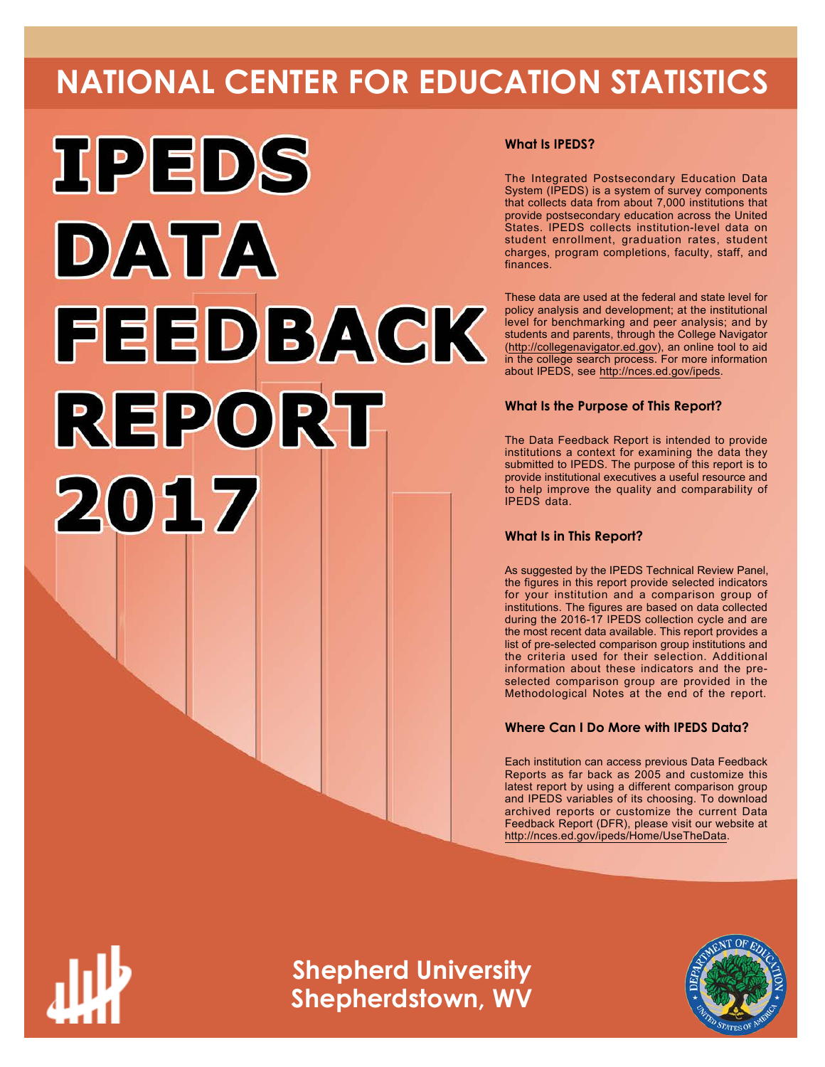# NATIONAL CENTER FOR EDUCATION STATISTICS

# IPEDS DATA FEEDBACK REPORT 2017

### What Is IPEDS?

The Integrated Postsecondary Education Data System (IPEDS) is a system of survey components that collects data from about 7,000 institutions that provide postsecondary education across the United States. IPEDS collects institution-level data on student enrollment, graduation rates, student charges, program completions, faculty, staff, and finances.

These data are used at the federal and state level for policy analysis and development; at the institutional level for benchmarking and peer analysis; and by students and parents, through the College Navigator (http://collegenavigator.ed.gov), an online tool to aid in the college search process. For more information about IPEDS, see http://nces.ed.gov/ipeds.

### What Is the Purpose of This Report?

The Data Feedback Report is intended to provide institutions a context for examining the data they submitted to IPEDS. The purpose of this report is to provide institutional executives a useful resource and to help improve the quality and comparability of IPEDS data.

### What Is in This Report?

As suggested by the IPEDS Technical Review Panel, the figures in this report provide selected indicators for your institution and a comparison group of institutions. The figures are based on data collected during the 2016-17 IPEDS collection cycle and are the most recent data available. This report provides a list of pre-selected comparison group institutions and the criteria used for their selection. Additional information about these indicators and the pre-selected comparison group are provided in the Methodological Notes at the end of the report.

### Where Can I Do More with IPEDS Data?

Each institution can access previous Data Feedback Reports as far back as 2005 and customize this latest report by using a different comparison group and IPEDS variables of its choosing. To download archived reports or customize the current Data Feedback Report (DFR), please visit our website at http://nces.ed.gov/ipeds/Home/UseTheData.

**Shepherd University**
**Shepherdstown, WV**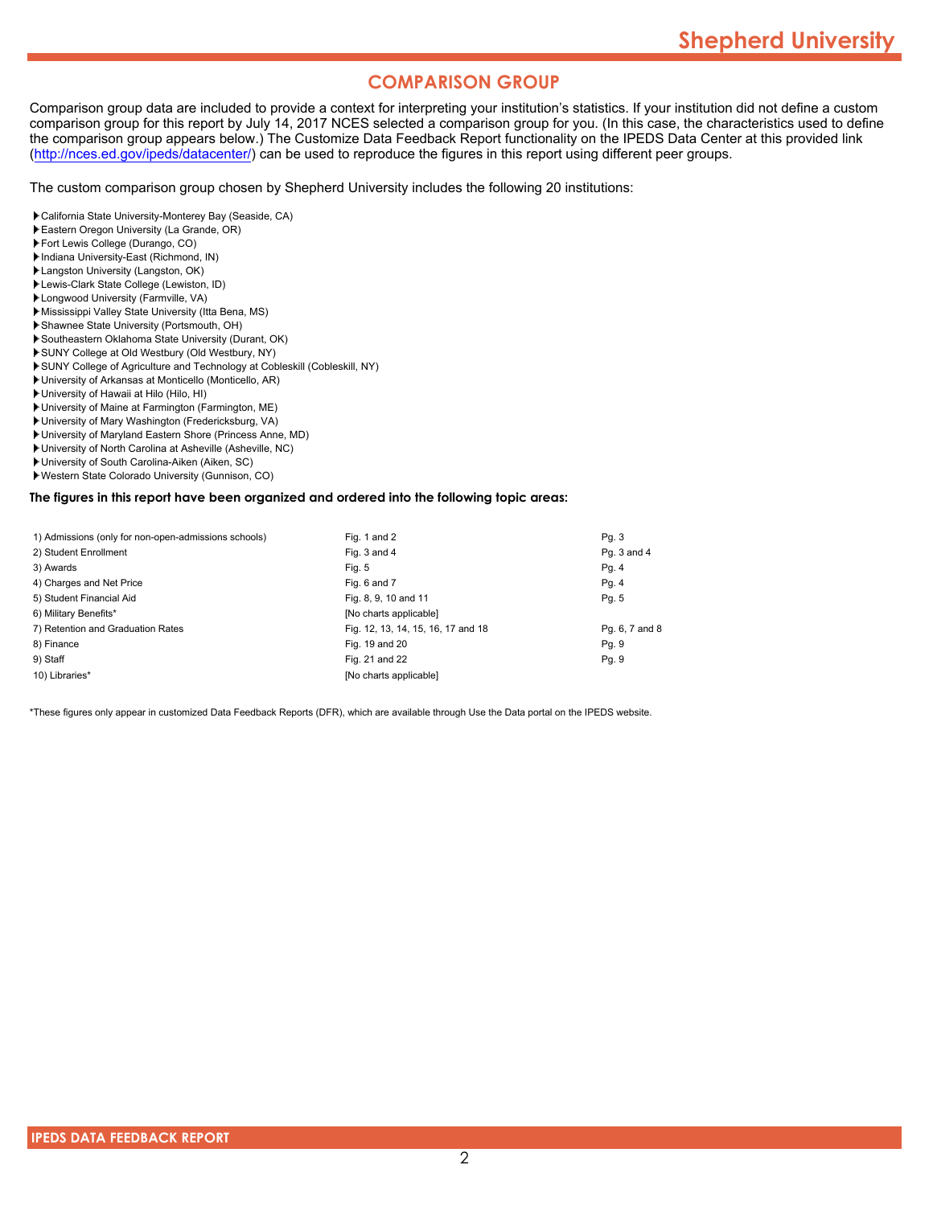# COMPARISON GROUP

Comparison group data are included to provide a context for interpreting your institution's statistics. If your institution did not define a custom comparison group for this report by July 14, 2017 NCES selected a comparison group for you. (In this case, the characteristics used to define the comparison group appears below.) The Customize Data Feedback Report functionality on the IPEDS Data Center at this provided link (http://nces.ed.gov/ipeds/datacenter/) can be used to reproduce the figures in this report using different peer groups.

The custom comparison group chosen by Shepherd University includes the following 20 institutions:

- California State University-Monterey Bay (Seaside, CA)
- Eastern Oregon University (La Grande, OR)
- Fort Lewis College (Durango, CO)
- Indiana University-East (Richmond, IN)
- Langston University (Langston, OK)
- Lewis-Clark State College (Lewiston, ID)
- Longwood University (Farmville, VA)
- Mississippi Valley State University (Itta Bena, MS)
- Shawnee State University (Portsmouth, OH)
- Southeastern Oklahoma State University (Durant, OK)
- SUNY College at Old Westbury (Old Westbury, NY)
- SUNY College of Agriculture and Technology at Cobleskill (Cobleskill, NY)
- University of Arkansas at Monticello (Monticello, AR)
- University of Hawaii at Hilo (Hilo, HI)
- University of Maine at Farmington (Farmington, ME)
- University of Mary Washington (Fredericksburg, VA)
- University of Maryland Eastern Shore (Princess Anne, MD)
- University of North Carolina at Asheville (Asheville, NC)
- University of South Carolina-Aiken (Aiken, SC)
- Western State Colorado University (Gunnison, CO)

**The figures in this report have been organized and ordered into the following topic areas:**

| Topic area | Figures | Pages |
|---|---|---|
| 1) Admissions (only for non-open-admissions schools) | Fig. 1 and 2 | Pg. 3 |
| 2) Student Enrollment | Fig. 3 and 4 | Pg. 3 and 4 |
| 3) Awards | Fig. 5 | Pg. 4 |
| 4) Charges and Net Price | Fig. 6 and 7 | Pg. 4 |
| 5) Student Financial Aid | Fig. 8, 9, 10 and 11 | Pg. 5 |
| 6) Military Benefits* | [No charts applicable] | |
| 7) Retention and Graduation Rates | Fig. 12, 13, 14, 15, 16, 17 and 18 | Pg. 6, 7 and 8 |
| 8) Finance | Fig. 19 and 20 | Pg. 9 |
| 9) Staff | Fig. 21 and 22 | Pg. 9 |
| 10) Libraries* | [No charts applicable] | |

*These figures only appear in customized Data Feedback Reports (DFR), which are available through Use the Data portal on the IPEDS website.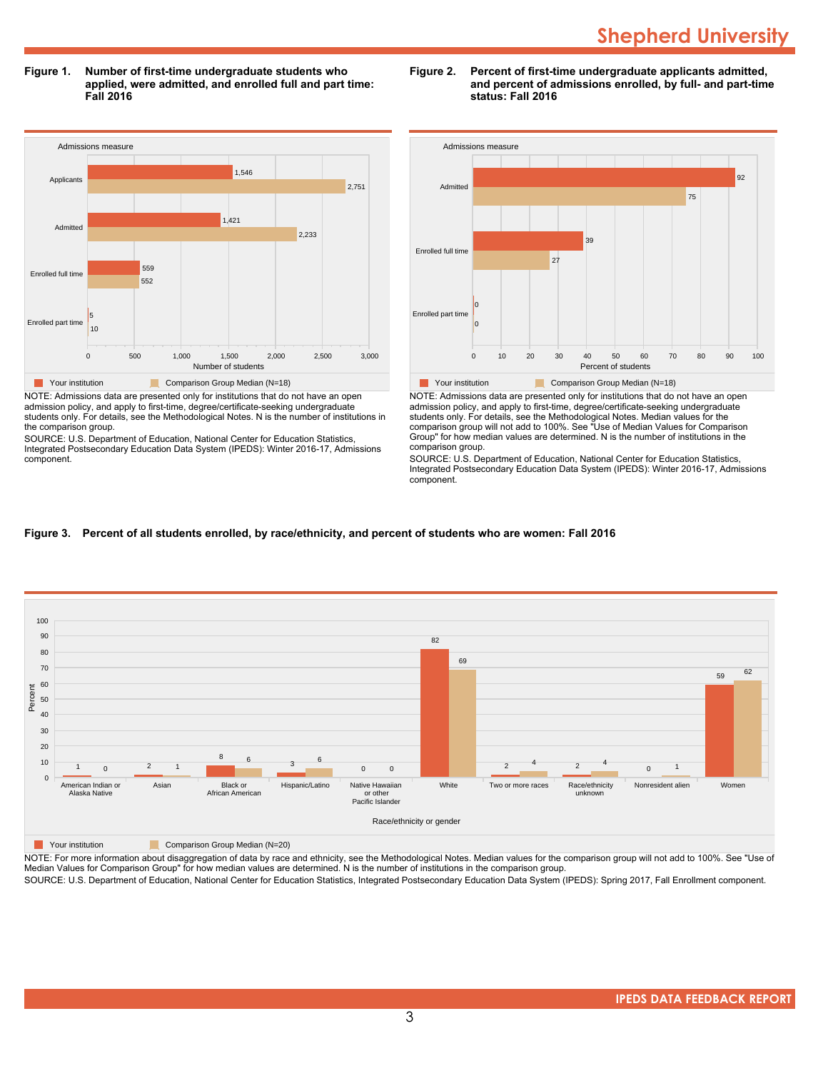**Figure 1. Number of first-time undergraduate students who applied, were admitted, and enrolled full and part time: Fall 2016**

| Admissions measure | Your institution | Comparison Group Median (N=18) |
|---|---|---|
| Applicants | 1,546 | 2,751 |
| Admitted | 1,421 | 2,233 |
| Enrolled full time | 559 | 552 |
| Enrolled part time | 5 | 10 |

NOTE: Admissions data are presented only for institutions that do not have an open admission policy, and apply to first-time, degree/certificate-seeking undergraduate students only. For details, see the Methodological Notes. N is the number of institutions in the comparison group.

SOURCE: U.S. Department of Education, National Center for Education Statistics, Integrated Postsecondary Education Data System (IPEDS): Winter 2016-17, Admissions component.

**Figure 2. Percent of first-time undergraduate applicants admitted, and percent of admissions enrolled, by full- and part-time status: Fall 2016**

| Admissions measure | Your institution | Comparison Group Median (N=18) |
|---|---|---|
| Admitted | 92 | 75 |
| Enrolled full time | 39 | 27 |
| Enrolled part time | 0 | 0 |

NOTE: Admissions data are presented only for institutions that do not have an open admission policy, and apply to first-time, degree/certificate-seeking undergraduate students only. For details, see the Methodological Notes. Median values for the comparison group will not add to 100%. See "Use of Median Values for Comparison Group" for how median values are determined. N is the number of institutions in the comparison group.

SOURCE: U.S. Department of Education, National Center for Education Statistics, Integrated Postsecondary Education Data System (IPEDS): Winter 2016-17, Admissions component.

**Figure 3. Percent of all students enrolled, by race/ethnicity, and percent of students who are women: Fall 2016**

| Race/ethnicity or gender | Your institution | Comparison Group Median (N=20) |
|---|---|---|
| American Indian or Alaska Native | 1 | 0 |
| Asian | 2 | 1 |
| Black or African American | 8 | 6 |
| Hispanic/Latino | 3 | 6 |
| Native Hawaiian or other Pacific Islander | 0 | 0 |
| White | 82 | 69 |
| Two or more races | 2 | 4 |
| Race/ethnicity unknown | 2 | 4 |
| Nonresident alien | 0 | 1 |
| Women | 59 | 62 |

NOTE: For more information about disaggregation of data by race and ethnicity, see the Methodological Notes. Median values for the comparison group will not add to 100%. See "Use of Median Values for Comparison Group" for how median values are determined. N is the number of institutions in the comparison group.

SOURCE: U.S. Department of Education, National Center for Education Statistics, Integrated Postsecondary Education Data System (IPEDS): Spring 2017, Fall Enrollment component.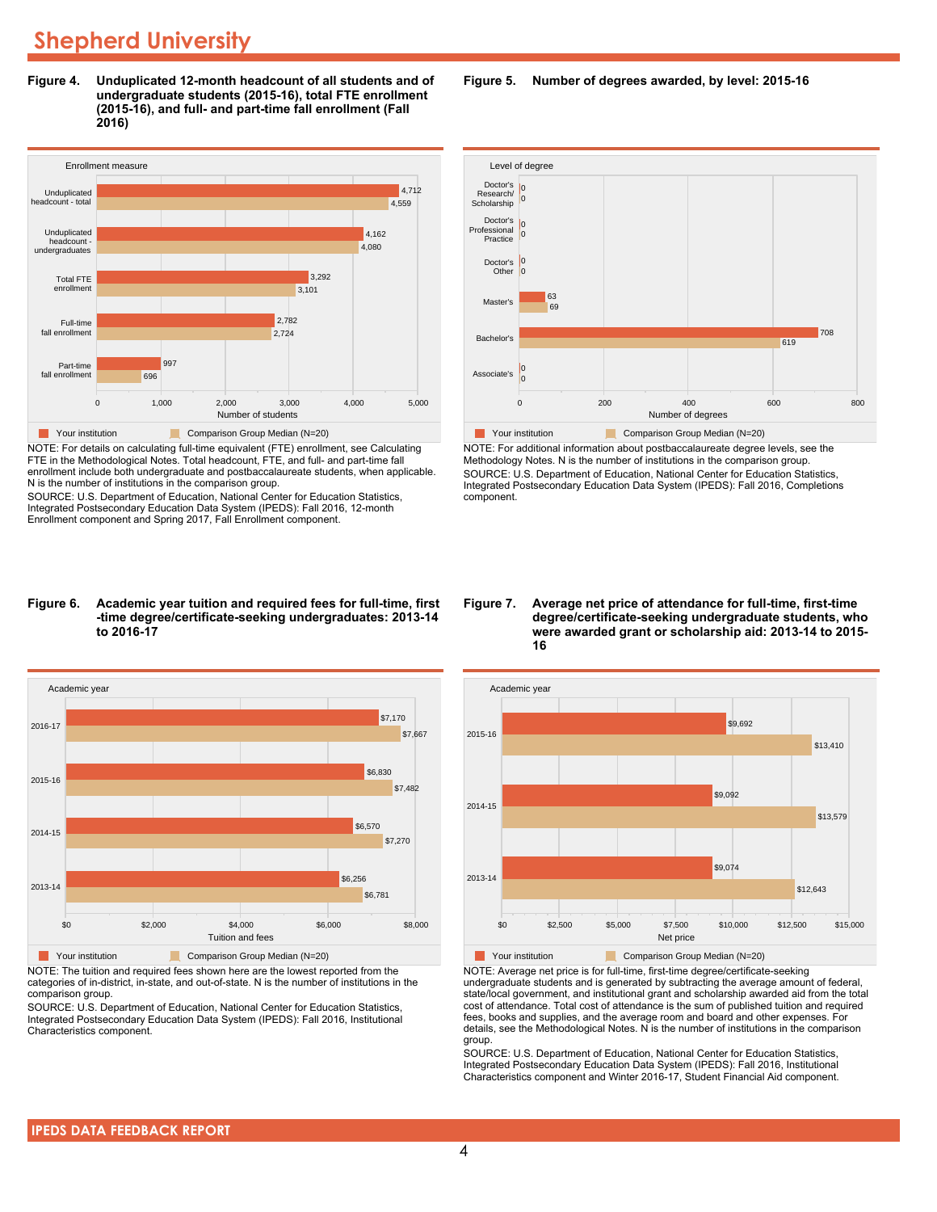# Shepherd University

**Figure 4. Unduplicated 12-month headcount of all students and of undergraduate students (2015-16), total FTE enrollment (2015-16), and full- and part-time fall enrollment (Fall 2016)**

| Enrollment measure | Your institution | Comparison Group Median (N=20) |
|---|---|---|
| Unduplicated headcount - total | 4,712 | 4,559 |
| Unduplicated headcount - undergraduates | 4,162 | 4,080 |
| Total FTE enrollment | 3,292 | 3,101 |
| Full-time fall enrollment | 2,782 | 2,724 |
| Part-time fall enrollment | 997 | 696 |

NOTE: For details on calculating full-time equivalent (FTE) enrollment, see Calculating FTE in the Methodological Notes. Total headcount, FTE, and full- and part-time fall enrollment include both undergraduate and postbaccalaureate students, when applicable. N is the number of institutions in the comparison group.

SOURCE: U.S. Department of Education, National Center for Education Statistics, Integrated Postsecondary Education Data System (IPEDS): Fall 2016, 12-month Enrollment component and Spring 2017, Fall Enrollment component.

**Figure 5. Number of degrees awarded, by level: 2015-16**

| Level of degree | Your institution | Comparison Group Median (N=20) |
|---|---|---|
| Doctor's Research/ Scholarship | 0 | 0 |
| Doctor's Professional Practice | 0 | 0 |
| Doctor's Other | 0 | 0 |
| Master's | 63 | 69 |
| Bachelor's | 708 | 619 |
| Associate's | 0 | 0 |

NOTE: For additional information about postbaccalaureate degree levels, see the Methodology Notes. N is the number of institutions in the comparison group.

SOURCE: U.S. Department of Education, National Center for Education Statistics, Integrated Postsecondary Education Data System (IPEDS): Fall 2016, Completions component.

**Figure 6. Academic year tuition and required fees for full-time, first-time degree/certificate-seeking undergraduates: 2013-14 to 2016-17**

| Academic year | Your institution | Comparison Group Median (N=20) |
|---|---|---|
| 2016-17 | $7,170 | $7,667 |
| 2015-16 | $6,830 | $7,482 |
| 2014-15 | $6,570 | $7,270 |
| 2013-14 | $6,256 | $6,781 |

NOTE: The tuition and required fees shown here are the lowest reported from the categories of in-district, in-state, and out-of-state. N is the number of institutions in the comparison group.

SOURCE: U.S. Department of Education, National Center for Education Statistics, Integrated Postsecondary Education Data System (IPEDS): Fall 2016, Institutional Characteristics component.

**Figure 7. Average net price of attendance for full-time, first-time degree/certificate-seeking undergraduate students, who were awarded grant or scholarship aid: 2013-14 to 2015-16**

| Academic year | Your institution | Comparison Group Median (N=20) |
|---|---|---|
| 2015-16 | $9,692 | $13,410 |
| 2014-15 | $9,092 | $13,579 |
| 2013-14 | $9,074 | $12,643 |

NOTE: Average net price is for full-time, first-time degree/certificate-seeking undergraduate students and is generated by subtracting the average amount of federal, state/local government, and institutional grant and scholarship awarded aid from the total cost of attendance. Total cost of attendance is the sum of published tuition and required fees, books and supplies, and the average room and board and other expenses. For details, see the Methodological Notes. N is the number of institutions in the comparison group.

SOURCE: U.S. Department of Education, National Center for Education Statistics, Integrated Postsecondary Education Data System (IPEDS): Fall 2016, Institutional Characteristics component and Winter 2016-17, Student Financial Aid component.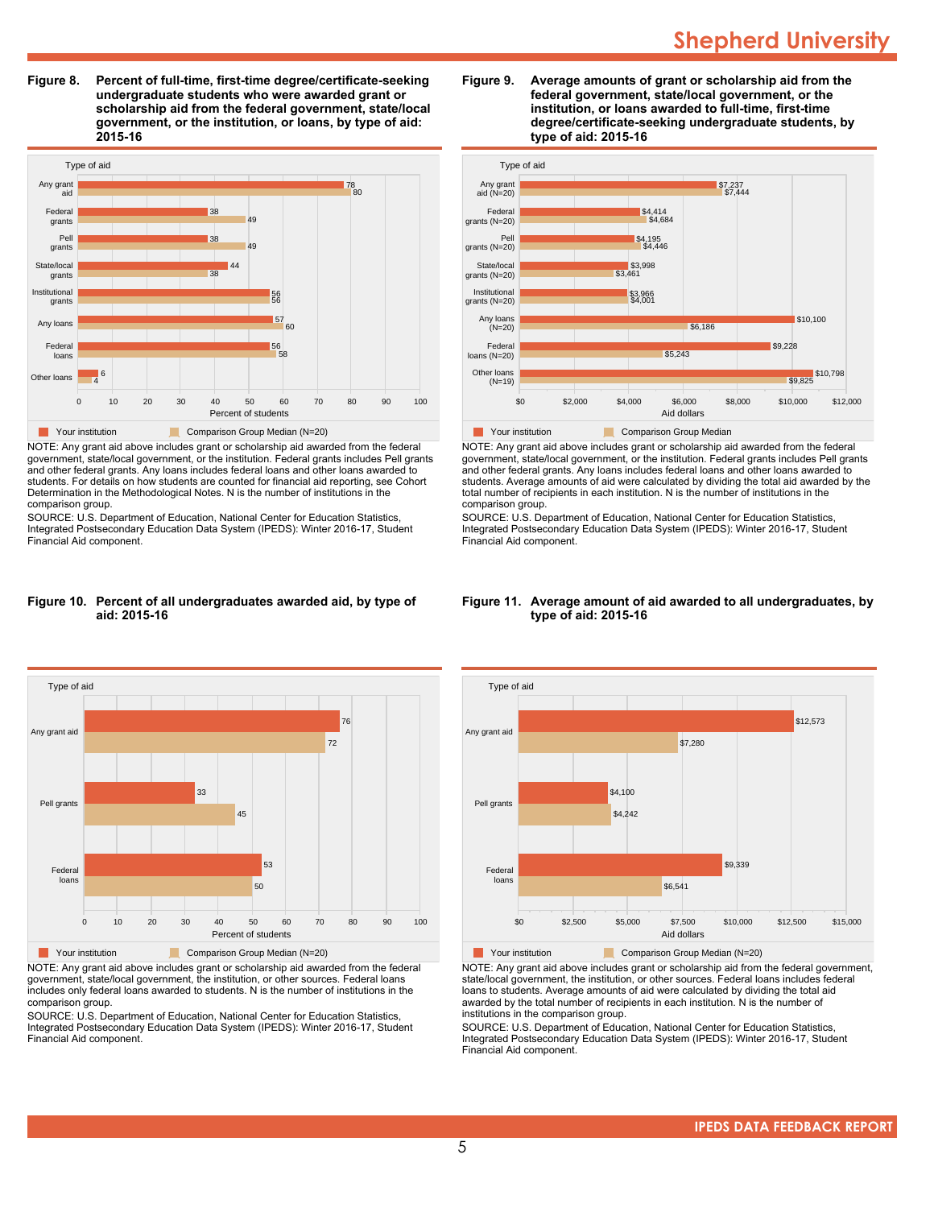## Figure 8. Percent of full-time, first-time degree/certificate-seeking undergraduate students who were awarded grant or scholarship aid from the federal government, state/local government, or the institution, or loans, by type of aid: 2015-16

| Type of aid | Your institution | Comparison Group Median (N=20) |
|---|---|---|
| Any grant aid | 78 | 80 |
| Federal grants | 38 | 49 |
| Pell grants | 38 | 49 |
| State/local grants | 44 | 38 |
| Institutional grants | 56 | 56 |
| Any loans | 57 | 60 |
| Federal loans | 56 | 58 |
| Other loans | 6 | 4 |

Percent of students

NOTE: Any grant aid above includes grant or scholarship aid awarded from the federal government, state/local government, or the institution. Federal grants includes Pell grants and other federal grants. Any loans includes federal loans and other loans awarded to students. For details on how students are counted for financial aid reporting, see Cohort Determination in the Methodological Notes. N is the number of institutions in the comparison group.

SOURCE: U.S. Department of Education, National Center for Education Statistics, Integrated Postsecondary Education Data System (IPEDS): Winter 2016-17, Student Financial Aid component.

## Figure 9. Average amounts of grant or scholarship aid from the federal government, state/local government, or the institution, or loans awarded to full-time, first-time degree/certificate-seeking undergraduate students, by type of aid: 2015-16

| Type of aid | Your institution | Comparison Group Median |
|---|---|---|
| Any grant aid (N=20) | $7,237 | $7,444 |
| Federal grants (N=20) | $4,414 | $4,684 |
| Pell grants (N=20) | $4,195 | $4,446 |
| State/local grants (N=20) | $3,998 | $3,461 |
| Institutional grants (N=20) | $3,966 | $4,001 |
| Any loans (N=20) | $10,100 | $6,186 |
| Federal loans (N=20) | $9,228 | $5,243 |
| Other loans (N=19) | $10,798 | $9,825 |

Aid dollars

NOTE: Any grant aid above includes grant or scholarship aid awarded from the federal government, state/local government, or the institution. Federal grants includes Pell grants and other federal grants. Any loans includes federal loans and other loans awarded to students. Average amounts of aid were calculated by dividing the total aid awarded by the total number of recipients in each institution. N is the number of institutions in the comparison group.

SOURCE: U.S. Department of Education, National Center for Education Statistics, Integrated Postsecondary Education Data System (IPEDS): Winter 2016-17, Student Financial Aid component.

## Figure 10. Percent of all undergraduates awarded aid, by type of aid: 2015-16

| Type of aid | Your institution | Comparison Group Median (N=20) |
|---|---|---|
| Any grant aid | 76 | 72 |
| Pell grants | 33 | 45 |
| Federal loans | 53 | 50 |

Percent of students

NOTE: Any grant aid above includes grant or scholarship aid awarded from the federal government, state/local government, the institution, or other sources. Federal loans includes only federal loans awarded to students. N is the number of institutions in the comparison group.

SOURCE: U.S. Department of Education, National Center for Education Statistics, Integrated Postsecondary Education Data System (IPEDS): Winter 2016-17, Student Financial Aid component.

## Figure 11. Average amount of aid awarded to all undergraduates, by type of aid: 2015-16

| Type of aid | Your institution | Comparison Group Median (N=20) |
|---|---|---|
| Any grant aid | $12,573 | $7,280 |
| Pell grants | $4,100 | $4,242 |
| Federal loans | $9,339 | $6,541 |

Aid dollars

NOTE: Any grant aid above includes grant or scholarship aid from the federal government, state/local government, the institution, or other sources. Federal loans includes federal loans to students. Average amounts of aid were calculated by dividing the total aid awarded by the total number of recipients in each institution. N is the number of institutions in the comparison group.

SOURCE: U.S. Department of Education, National Center for Education Statistics, Integrated Postsecondary Education Data System (IPEDS): Winter 2016-17, Student Financial Aid component.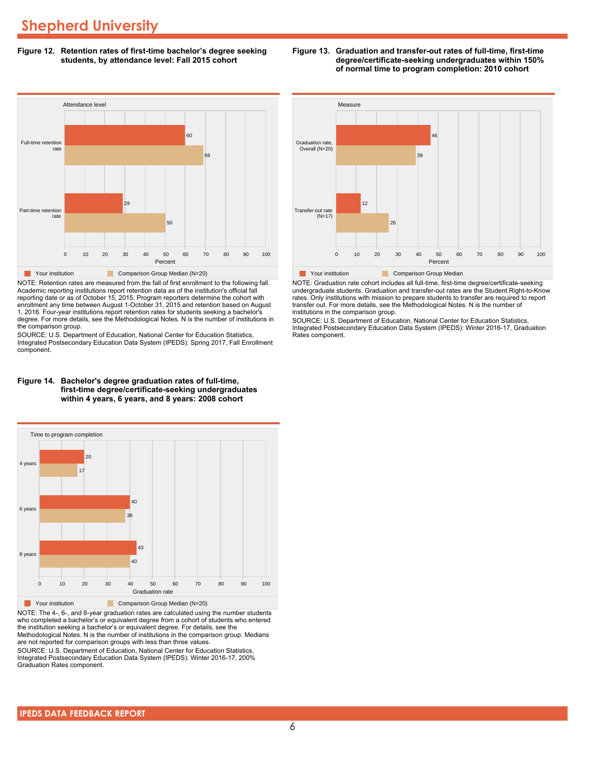# Shepherd University

**Figure 12. Retention rates of first-time bachelor's degree seeking students, by attendance level: Fall 2015 cohort**

| Attendance level | Your institution | Comparison Group Median (N=20) |
|---|---|---|
| Full-time retention rate | 60 | 69 |
| Part-time retention rate | 29 | 50 |

NOTE: Retention rates are measured from the fall of first enrollment to the following fall. Academic reporting institutions report retention data as of the institution's official fall reporting date or as of October 15, 2015. Program reporters determine the cohort with enrollment any time between August 1-October 31, 2015 and retention based on August 1, 2016. Four-year institutions report retention rates for students seeking a bachelor's degree. For more details, see the Methodological Notes. N is the number of institutions in the comparison group.

SOURCE: U.S. Department of Education, National Center for Education Statistics, Integrated Postsecondary Education Data System (IPEDS): Spring 2017, Fall Enrollment component.

**Figure 13. Graduation and transfer-out rates of full-time, first-time degree/certificate-seeking undergraduates within 150% of normal time to program completion: 2010 cohort**

| Measure | Your institution | Comparison Group Median |
|---|---|---|
| Graduation rate, Overall (N=20) | 46 | 39 |
| Transfer-out rate (N=17) | 12 | 26 |

NOTE: Graduation rate cohort includes all full-time, first-time degree/certificate-seeking undergraduate students. Graduation and transfer-out rates are the Student Right-to-Know rates. Only institutions with mission to prepare students to transfer are required to report transfer out. For more details, see the Methodological Notes. N is the number of institutions in the comparison group.

SOURCE: U.S. Department of Education, National Center for Education Statistics, Integrated Postsecondary Education Data System (IPEDS): Winter 2016-17, Graduation Rates component.

**Figure 14. Bachelor's degree graduation rates of full-time, first-time degree/certificate-seeking undergraduates within 4 years, 6 years, and 8 years: 2008 cohort**

| Time to program completion | Your institution | Comparison Group Median (N=20) |
|---|---|---|
| 4 years | 20 | 17 |
| 6 years | 40 | 38 |
| 8 years | 43 | 40 |

NOTE: The 4-, 6-, and 8-year graduation rates are calculated using the number students who completed a bachelor's or equivalent degree from a cohort of students who entered the institution seeking a bachelor's or equivalent degree. For details, see the Methodological Notes. N is the number of institutions in the comparison group. Medians are not reported for comparison groups with less than three values.

SOURCE: U.S. Department of Education, National Center for Education Statistics, Integrated Postsecondary Education Data System (IPEDS): Winter 2016-17, 200% Graduation Rates component.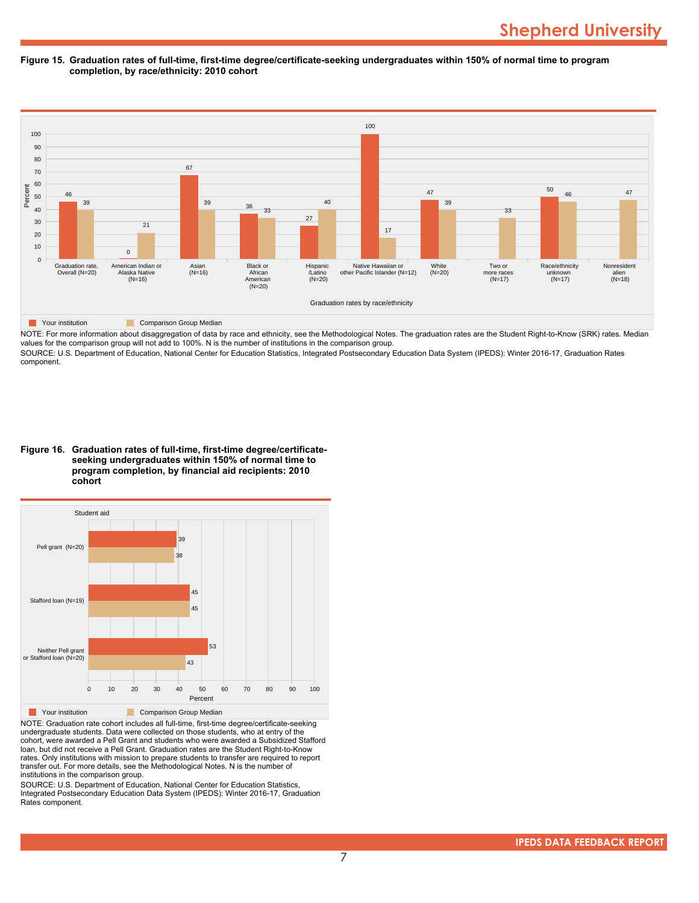**Figure 15. Graduation rates of full-time, first-time degree/certificate-seeking undergraduates within 150% of normal time to program completion, by race/ethnicity: 2010 cohort**

| Graduation rates by race/ethnicity | Your institution | Comparison Group Median |
| --- | --- | --- |
| Graduation rate, Overall (N=20) | 46 | 39 |
| American Indian or Alaska Native (N=16) | 0 | 21 |
| Asian (N=16) | 67 | 39 |
| Black or African American (N=20) | 36 | 33 |
| Hispanic /Latino (N=20) | 27 | 40 |
| Native Hawaiian or other Pacific Islander (N=12) | 100 | 17 |
| White (N=20) | 47 | 39 |
| Two or more races (N=17) | | 33 |
| Race/ethnicity unknown (N=17) | 50 | 46 |
| Nonresident alien (N=18) | | 47 |

NOTE: For more information about disaggregation of data by race and ethnicity, see the Methodological Notes. The graduation rates are the Student Right-to-Know (SRK) rates. Median values for the comparison group will not add to 100%. N is the number of institutions in the comparison group.

SOURCE: U.S. Department of Education, National Center for Education Statistics, Integrated Postsecondary Education Data System (IPEDS): Winter 2016-17, Graduation Rates component.

**Figure 16. Graduation rates of full-time, first-time degree/certificate-seeking undergraduates within 150% of normal time to program completion, by financial aid recipients: 2010 cohort**

| Student aid | Your institution | Comparison Group Median |
| --- | --- | --- |
| Pell grant (N=20) | 39 | 38 |
| Stafford loan (N=19) | 45 | 45 |
| Neither Pell grant or Stafford loan (N=20) | 53 | 43 |

NOTE: Graduation rate cohort includes all full-time, first-time degree/certificate-seeking undergraduate students. Data were collected on those students, who at entry of the cohort, were awarded a Pell Grant and students who were awarded a Subsidized Stafford loan, but did not receive a Pell Grant. Graduation rates are the Student Right-to-Know rates. Only institutions with mission to prepare students to transfer are required to report transfer out. For more details, see the Methodological Notes. N is the number of institutions in the comparison group.

SOURCE: U.S. Department of Education, National Center for Education Statistics, Integrated Postsecondary Education Data System (IPEDS): Winter 2016-17, Graduation Rates component.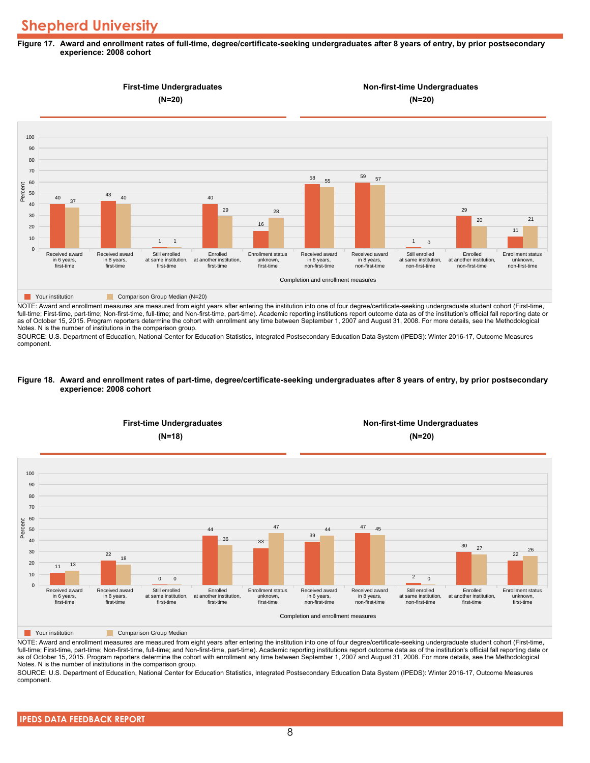# Shepherd University

**Figure 17. Award and enrollment rates of full-time, degree/certificate-seeking undergraduates after 8 years of entry, by prior postsecondary experience: 2008 cohort**

First-time Undergraduates (N=20) | Non-first-time Undergraduates (N=20)

| Completion and enrollment measures | Your institution | Comparison Group Median (N=20) |
|---|---|---|
| Received award in 6 years, first-time | 40 | 37 |
| Received award in 8 years, first-time | 43 | 40 |
| Still enrolled at same institution, first-time | 1 | 1 |
| Enrolled at another institution, first-time | 40 | 29 |
| Enrollment status unknown, first-time | 16 | 28 |
| Received award in 6 years, non-first-time | 58 | 55 |
| Received award in 8 years, non-first-time | 59 | 57 |
| Still enrolled at same institution, non-first-time | 1 | 0 |
| Enrolled at another institution, non-first-time | 29 | 20 |
| Enrollment status unknown, non-first-time | 11 | 21 |

NOTE: Award and enrollment measures are measured from eight years after entering the institution into one of four degree/certificate-seeking undergraduate student cohort (First-time, full-time; First-time, part-time; Non-first-time, full-time; and Non-first-time, part-time). Academic reporting institutions report outcome data as of the institution's official fall reporting date or as of October 15, 2015. Program reporters determine the cohort with enrollment any time between September 1, 2007 and August 31, 2008. For more details, see the Methodological Notes. N is the number of institutions in the comparison group.

SOURCE: U.S. Department of Education, National Center for Education Statistics, Integrated Postsecondary Education Data System (IPEDS): Winter 2016-17, Outcome Measures component.

**Figure 18. Award and enrollment rates of part-time, degree/certificate-seeking undergraduates after 8 years of entry, by prior postsecondary experience: 2008 cohort**

First-time Undergraduates (N=18) | Non-first-time Undergraduates (N=20)

| Completion and enrollment measures | Your institution | Comparison Group Median |
|---|---|---|
| Received award in 6 years, first-time | 11 | 13 |
| Received award in 8 years, first-time | 22 | 18 |
| Still enrolled at same institution, first-time | 0 | 0 |
| Enrolled at another institution, first-time | 44 | 36 |
| Enrollment status unknown, first-time | 33 | 47 |
| Received award in 6 years, non-first-time | 39 | 44 |
| Received award in 8 years, non-first-time | 47 | 45 |
| Still enrolled at same institution, non-first-time | 2 | 0 |
| Enrolled at another institution, first-time | 30 | 27 |
| Enrollment status unknown, first-time | 22 | 26 |

NOTE: Award and enrollment measures are measured from eight years after entering the institution into one of four degree/certificate-seeking undergraduate student cohort (First-time, full-time; First-time, part-time; Non-first-time, full-time; and Non-first-time, part-time). Academic reporting institutions report outcome data as of the institution's official fall reporting date or as of October 15, 2015. Program reporters determine the cohort with enrollment any time between September 1, 2007 and August 31, 2008. For more details, see the Methodological Notes. N is the number of institutions in the comparison group.

SOURCE: U.S. Department of Education, National Center for Education Statistics, Integrated Postsecondary Education Data System (IPEDS): Winter 2016-17, Outcome Measures component.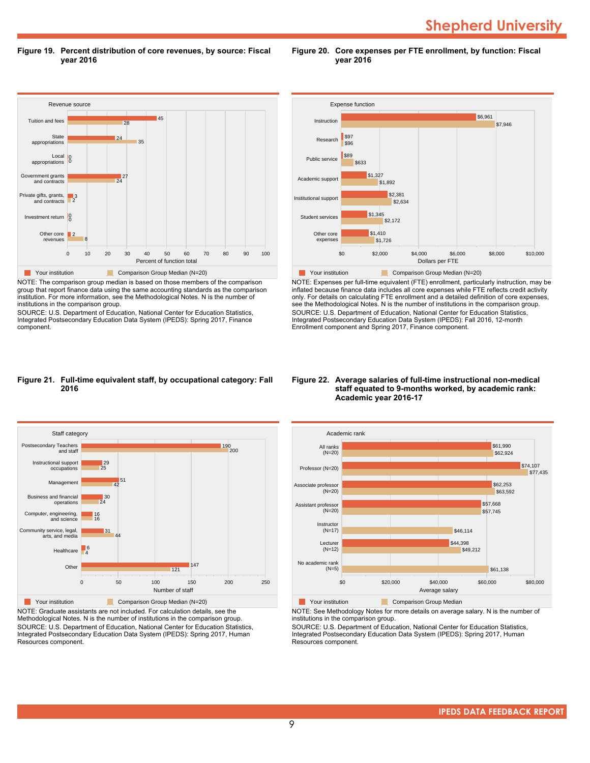## Figure 19. Percent distribution of core revenues, by source: Fiscal year 2016

| Revenue source | Your institution | Comparison Group Median (N=20) |
|---|---|---|
| Tuition and fees | 45 | 28 |
| State appropriations | 24 | 35 |
| Local appropriations | 0 | 0 |
| Government grants and contracts | 27 | 24 |
| Private gifts, grants, and contracts | 3 | 2 |
| Investment return | 0 | 0 |
| Other core revenues | 2 | 8 |

Percent of function total

NOTE: The comparison group median is based on those members of the comparison group that report finance data using the same accounting standards as the comparison institution. For more information, see the Methodological Notes. N is the number of institutions in the comparison group.

SOURCE: U.S. Department of Education, National Center for Education Statistics, Integrated Postsecondary Education Data System (IPEDS): Spring 2017, Finance component.

## Figure 20. Core expenses per FTE enrollment, by function: Fiscal year 2016

| Expense function | Your institution | Comparison Group Median (N=20) |
|---|---|---|
| Instruction | $6,961 | $7,946 |
| Research | $97 | $96 |
| Public service | $89 | $633 |
| Academic support | $1,327 | $1,892 |
| Institutional support | $2,381 | $2,634 |
| Student services | $1,345 | $2,172 |
| Other core expenses | $1,410 | $1,726 |

Dollars per FTE

NOTE: Expenses per full-time equivalent (FTE) enrollment, particularly instruction, may be inflated because finance data includes all core expenses while FTE reflects credit activity only. For details on calculating FTE enrollment and a detailed definition of core expenses, see the Methodological Notes. N is the number of institutions in the comparison group.

SOURCE: U.S. Department of Education, National Center for Education Statistics, Integrated Postsecondary Education Data System (IPEDS): Fall 2016, 12-month Enrollment component and Spring 2017, Finance component.

## Figure 21. Full-time equivalent staff, by occupational category: Fall 2016

| Staff category | Your institution | Comparison Group Median (N=20) |
|---|---|---|
| Postsecondary Teachers and staff | 190 | 200 |
| Instructional support occupations | 29 | 25 |
| Management | 51 | 42 |
| Business and financial operations | 30 | 24 |
| Computer, engineering, and science | 16 | 16 |
| Community service, legal, arts, and media | 31 | 44 |
| Healthcare | 6 | 4 |
| Other | 147 | 121 |

Number of staff

NOTE: Graduate assistants are not included. For calculation details, see the Methodological Notes. N is the number of institutions in the comparison group.

SOURCE: U.S. Department of Education, National Center for Education Statistics, Integrated Postsecondary Education Data System (IPEDS): Spring 2017, Human Resources component.

## Figure 22. Average salaries of full-time instructional non-medical staff equated to 9-months worked, by academic rank: Academic year 2016-17

| Academic rank | Your institution | Comparison Group Median |
|---|---|---|
| All ranks (N=20) | $61,990 | $62,924 |
| Professor (N=20) | $74,107 | $77,435 |
| Associate professor (N=20) | $62,253 | $63,592 |
| Assistant professor (N=20) | $57,668 | $57,745 |
| Instructor (N=17) | | $46,114 |
| Lecturer (N=12) | $44,398 | $49,212 |
| No academic rank (N=5) | | $61,138 |

Average salary

NOTE: See Methodology Notes for more details on average salary. N is the number of institutions in the comparison group.

SOURCE: U.S. Department of Education, National Center for Education Statistics, Integrated Postsecondary Education Data System (IPEDS): Spring 2017, Human Resources component.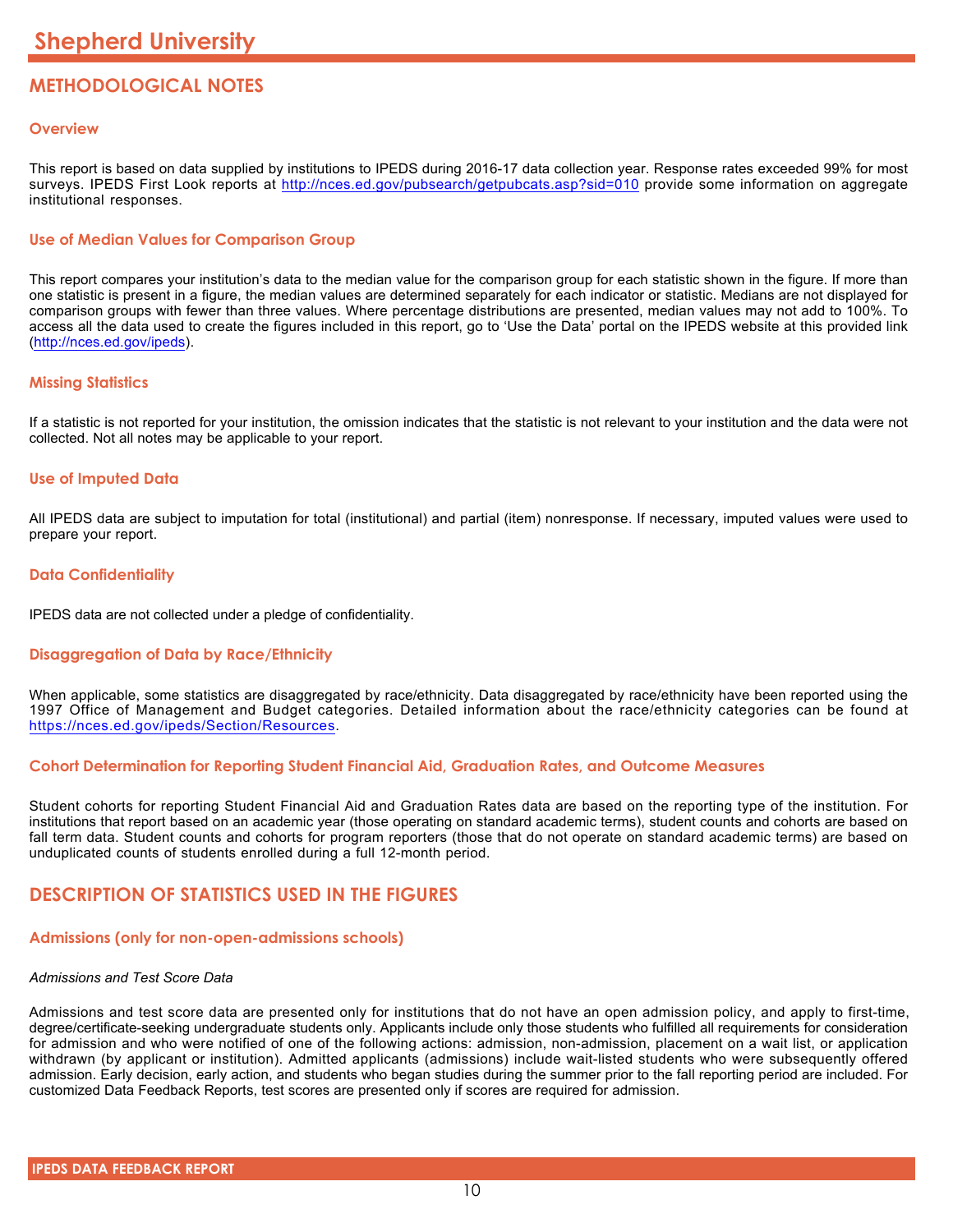# Shepherd University

## METHODOLOGICAL NOTES

### Overview

This report is based on data supplied by institutions to IPEDS during 2016-17 data collection year. Response rates exceeded 99% for most surveys. IPEDS First Look reports at http://nces.ed.gov/pubsearch/getpubcats.asp?sid=010 provide some information on aggregate institutional responses.

### Use of Median Values for Comparison Group

This report compares your institution's data to the median value for the comparison group for each statistic shown in the figure. If more than one statistic is present in a figure, the median values are determined separately for each indicator or statistic. Medians are not displayed for comparison groups with fewer than three values. Where percentage distributions are presented, median values may not add to 100%. To access all the data used to create the figures included in this report, go to 'Use the Data' portal on the IPEDS website at this provided link (http://nces.ed.gov/ipeds).

### Missing Statistics

If a statistic is not reported for your institution, the omission indicates that the statistic is not relevant to your institution and the data were not collected. Not all notes may be applicable to your report.

### Use of Imputed Data

All IPEDS data are subject to imputation for total (institutional) and partial (item) nonresponse. If necessary, imputed values were used to prepare your report.

### Data Confidentiality

IPEDS data are not collected under a pledge of confidentiality.

### Disaggregation of Data by Race/Ethnicity

When applicable, some statistics are disaggregated by race/ethnicity. Data disaggregated by race/ethnicity have been reported using the 1997 Office of Management and Budget categories. Detailed information about the race/ethnicity categories can be found at https://nces.ed.gov/ipeds/Section/Resources.

### Cohort Determination for Reporting Student Financial Aid, Graduation Rates, and Outcome Measures

Student cohorts for reporting Student Financial Aid and Graduation Rates data are based on the reporting type of the institution. For institutions that report based on an academic year (those operating on standard academic terms), student counts and cohorts are based on fall term data. Student counts and cohorts for program reporters (those that do not operate on standard academic terms) are based on unduplicated counts of students enrolled during a full 12-month period.

## DESCRIPTION OF STATISTICS USED IN THE FIGURES

### Admissions (only for non-open-admissions schools)

*Admissions and Test Score Data*

Admissions and test score data are presented only for institutions that do not have an open admission policy, and apply to first-time, degree/certificate-seeking undergraduate students only. Applicants include only those students who fulfilled all requirements for consideration for admission and who were notified of one of the following actions: admission, non-admission, placement on a wait list, or application withdrawn (by applicant or institution). Admitted applicants (admissions) include wait-listed students who were subsequently offered admission. Early decision, early action, and students who began studies during the summer prior to the fall reporting period are included. For customized Data Feedback Reports, test scores are presented only if scores are required for admission.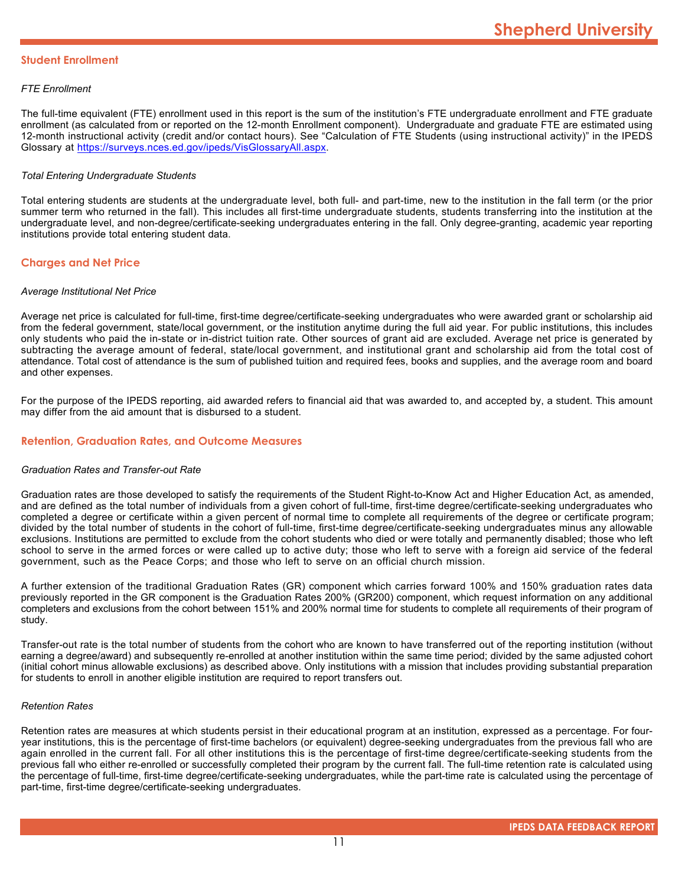## Student Enrollment

*FTE Enrollment*

The full-time equivalent (FTE) enrollment used in this report is the sum of the institution's FTE undergraduate enrollment and FTE graduate enrollment (as calculated from or reported on the 12-month Enrollment component). Undergraduate and graduate FTE are estimated using 12-month instructional activity (credit and/or contact hours). See "Calculation of FTE Students (using instructional activity)" in the IPEDS Glossary at [https://surveys.nces.ed.gov/ipeds/VisGlossaryAll.aspx](https://surveys.nces.ed.gov/ipeds/VisGlossaryAll.aspx).

*Total Entering Undergraduate Students*

Total entering students are students at the undergraduate level, both full- and part-time, new to the institution in the fall term (or the prior summer term who returned in the fall). This includes all first-time undergraduate students, students transferring into the institution at the undergraduate level, and non-degree/certificate-seeking undergraduates entering in the fall. Only degree-granting, academic year reporting institutions provide total entering student data.

## Charges and Net Price

*Average Institutional Net Price*

Average net price is calculated for full-time, first-time degree/certificate-seeking undergraduates who were awarded grant or scholarship aid from the federal government, state/local government, or the institution anytime during the full aid year. For public institutions, this includes only students who paid the in-state or in-district tuition rate. Other sources of grant aid are excluded. Average net price is generated by subtracting the average amount of federal, state/local government, and institutional grant and scholarship aid from the total cost of attendance. Total cost of attendance is the sum of published tuition and required fees, books and supplies, and the average room and board and other expenses.

For the purpose of the IPEDS reporting, aid awarded refers to financial aid that was awarded to, and accepted by, a student. This amount may differ from the aid amount that is disbursed to a student.

## Retention, Graduation Rates, and Outcome Measures

*Graduation Rates and Transfer-out Rate*

Graduation rates are those developed to satisfy the requirements of the Student Right-to-Know Act and Higher Education Act, as amended, and are defined as the total number of individuals from a given cohort of full-time, first-time degree/certificate-seeking undergraduates who completed a degree or certificate within a given percent of normal time to complete all requirements of the degree or certificate program; divided by the total number of students in the cohort of full-time, first-time degree/certificate-seeking undergraduates minus any allowable exclusions. Institutions are permitted to exclude from the cohort students who died or were totally and permanently disabled; those who left school to serve in the armed forces or were called up to active duty; those who left to serve with a foreign aid service of the federal government, such as the Peace Corps; and those who left to serve on an official church mission.

A further extension of the traditional Graduation Rates (GR) component which carries forward 100% and 150% graduation rates data previously reported in the GR component is the Graduation Rates 200% (GR200) component, which request information on any additional completers and exclusions from the cohort between 151% and 200% normal time for students to complete all requirements of their program of study.

Transfer-out rate is the total number of students from the cohort who are known to have transferred out of the reporting institution (without earning a degree/award) and subsequently re-enrolled at another institution within the same time period; divided by the same adjusted cohort (initial cohort minus allowable exclusions) as described above. Only institutions with a mission that includes providing substantial preparation for students to enroll in another eligible institution are required to report transfers out.

*Retention Rates*

Retention rates are measures at which students persist in their educational program at an institution, expressed as a percentage. For four-year institutions, this is the percentage of first-time bachelors (or equivalent) degree-seeking undergraduates from the previous fall who are again enrolled in the current fall. For all other institutions this is the percentage of first-time degree/certificate-seeking students from the previous fall who either re-enrolled or successfully completed their program by the current fall. The full-time retention rate is calculated using the percentage of full-time, first-time degree/certificate-seeking undergraduates, while the part-time rate is calculated using the percentage of part-time, first-time degree/certificate-seeking undergraduates.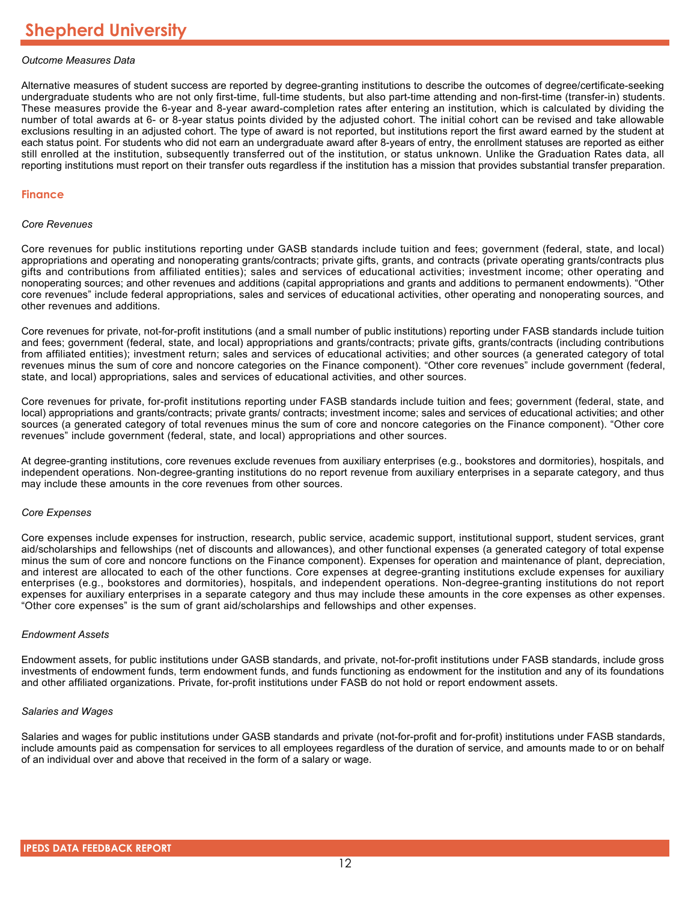*Outcome Measures Data*

Alternative measures of student success are reported by degree-granting institutions to describe the outcomes of degree/certificate-seeking undergraduate students who are not only first-time, full-time students, but also part-time attending and non-first-time (transfer-in) students. These measures provide the 6-year and 8-year award-completion rates after entering an institution, which is calculated by dividing the number of total awards at 6- or 8-year status points divided by the adjusted cohort. The initial cohort can be revised and take allowable exclusions resulting in an adjusted cohort. The type of award is not reported, but institutions report the first award earned by the student at each status point. For students who did not earn an undergraduate award after 8-years of entry, the enrollment statuses are reported as either still enrolled at the institution, subsequently transferred out of the institution, or status unknown. Unlike the Graduation Rates data, all reporting institutions must report on their transfer outs regardless if the institution has a mission that provides substantial transfer preparation.

## Finance

*Core Revenues*

Core revenues for public institutions reporting under GASB standards include tuition and fees; government (federal, state, and local) appropriations and operating and nonoperating grants/contracts; private gifts, grants, and contracts (private operating grants/contracts plus gifts and contributions from affiliated entities); sales and services of educational activities; investment income; other operating and nonoperating sources; and other revenues and additions (capital appropriations and grants and additions to permanent endowments). "Other core revenues" include federal appropriations, sales and services of educational activities, other operating and nonoperating sources, and other revenues and additions.

Core revenues for private, not-for-profit institutions (and a small number of public institutions) reporting under FASB standards include tuition and fees; government (federal, state, and local) appropriations and grants/contracts; private gifts, grants/contracts (including contributions from affiliated entities); investment return; sales and services of educational activities; and other sources (a generated category of total revenues minus the sum of core and noncore categories on the Finance component). "Other core revenues" include government (federal, state, and local) appropriations, sales and services of educational activities, and other sources.

Core revenues for private, for-profit institutions reporting under FASB standards include tuition and fees; government (federal, state, and local) appropriations and grants/contracts; private grants/ contracts; investment income; sales and services of educational activities; and other sources (a generated category of total revenues minus the sum of core and noncore categories on the Finance component). "Other core revenues" include government (federal, state, and local) appropriations and other sources.

At degree-granting institutions, core revenues exclude revenues from auxiliary enterprises (e.g., bookstores and dormitories), hospitals, and independent operations. Non-degree-granting institutions do no report revenue from auxiliary enterprises in a separate category, and thus may include these amounts in the core revenues from other sources.

*Core Expenses*

Core expenses include expenses for instruction, research, public service, academic support, institutional support, student services, grant aid/scholarships and fellowships (net of discounts and allowances), and other functional expenses (a generated category of total expense minus the sum of core and noncore functions on the Finance component). Expenses for operation and maintenance of plant, depreciation, and interest are allocated to each of the other functions. Core expenses at degree-granting institutions exclude expenses for auxiliary enterprises (e.g., bookstores and dormitories), hospitals, and independent operations. Non-degree-granting institutions do not report expenses for auxiliary enterprises in a separate category and thus may include these amounts in the core expenses as other expenses. "Other core expenses" is the sum of grant aid/scholarships and fellowships and other expenses.

*Endowment Assets*

Endowment assets, for public institutions under GASB standards, and private, not-for-profit institutions under FASB standards, include gross investments of endowment funds, term endowment funds, and funds functioning as endowment for the institution and any of its foundations and other affiliated organizations. Private, for-profit institutions under FASB do not hold or report endowment assets.

*Salaries and Wages*

Salaries and wages for public institutions under GASB standards and private (not-for-profit and for-profit) institutions under FASB standards, include amounts paid as compensation for services to all employees regardless of the duration of service, and amounts made to or on behalf of an individual over and above that received in the form of a salary or wage.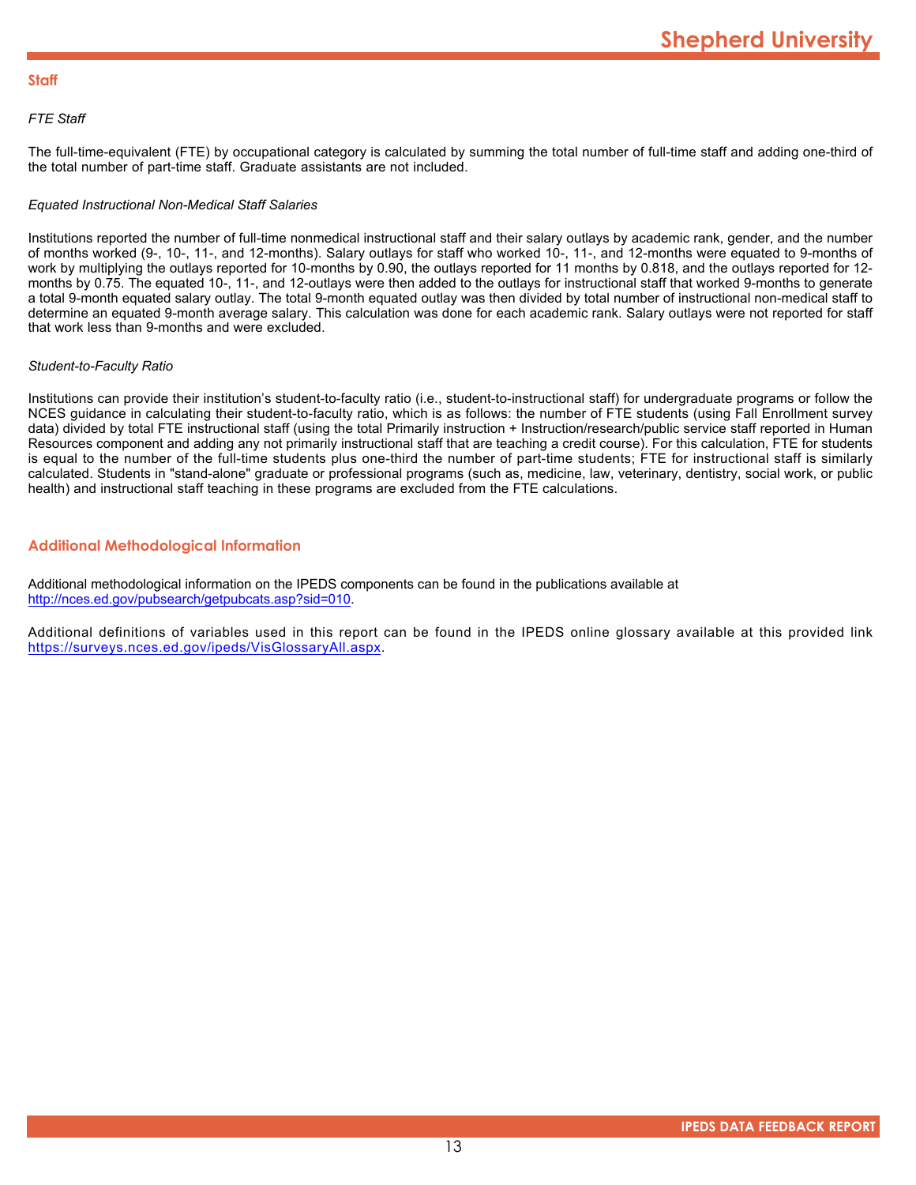## Staff

*FTE Staff*

The full-time-equivalent (FTE) by occupational category is calculated by summing the total number of full-time staff and adding one-third of the total number of part-time staff. Graduate assistants are not included.

*Equated Instructional Non-Medical Staff Salaries*

Institutions reported the number of full-time nonmedical instructional staff and their salary outlays by academic rank, gender, and the number of months worked (9-, 10-, 11-, and 12-months). Salary outlays for staff who worked 10-, 11-, and 12-months were equated to 9-months of work by multiplying the outlays reported for 10-months by 0.90, the outlays reported for 11 months by 0.818, and the outlays reported for 12-months by 0.75. The equated 10-, 11-, and 12-outlays were then added to the outlays for instructional staff that worked 9-months to generate a total 9-month equated salary outlay. The total 9-month equated outlay was then divided by total number of instructional non-medical staff to determine an equated 9-month average salary. This calculation was done for each academic rank. Salary outlays were not reported for staff that work less than 9-months and were excluded.

*Student-to-Faculty Ratio*

Institutions can provide their institution's student-to-faculty ratio (i.e., student-to-instructional staff) for undergraduate programs or follow the NCES guidance in calculating their student-to-faculty ratio, which is as follows: the number of FTE students (using Fall Enrollment survey data) divided by total FTE instructional staff (using the total Primarily instruction + Instruction/research/public service staff reported in Human Resources component and adding any not primarily instructional staff that are teaching a credit course). For this calculation, FTE for students is equal to the number of the full-time students plus one-third the number of part-time students; FTE for instructional staff is similarly calculated. Students in "stand-alone" graduate or professional programs (such as, medicine, law, veterinary, dentistry, social work, or public health) and instructional staff teaching in these programs are excluded from the FTE calculations.

## Additional Methodological Information

Additional methodological information on the IPEDS components can be found in the publications available at http://nces.ed.gov/pubsearch/getpubcats.asp?sid=010.

Additional definitions of variables used in this report can be found in the IPEDS online glossary available at this provided link https://surveys.nces.ed.gov/ipeds/VisGlossaryAll.aspx.